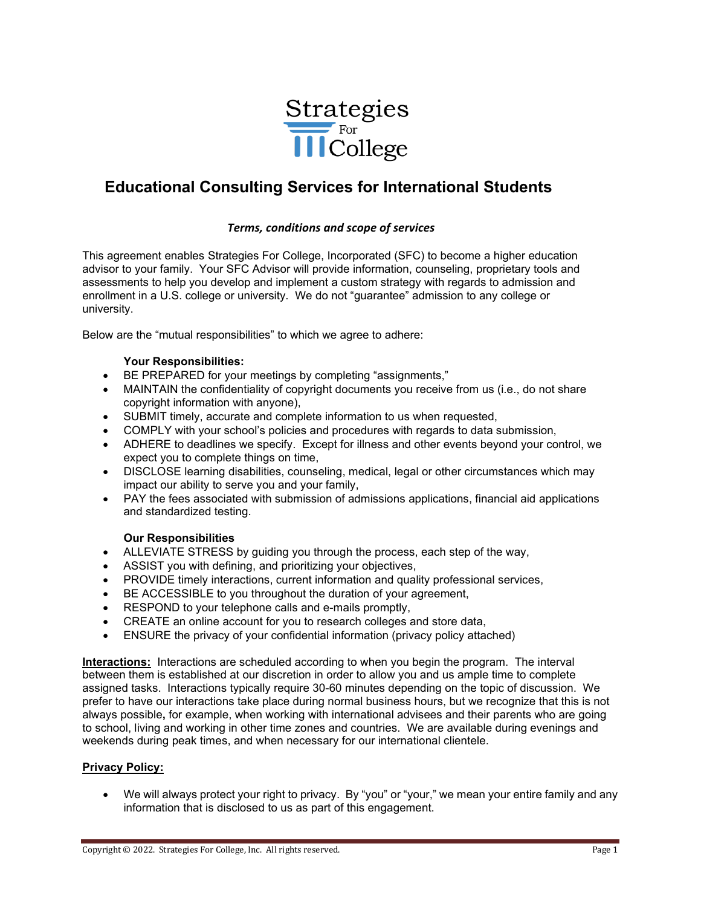Strategies For College

# Educational Consulting Services for International Students

***Terms, conditions and scope of services***

This agreement enables Strategies For College, Incorporated (SFC) to become a higher education advisor to your family. Your SFC Advisor will provide information, counseling, proprietary tools and assessments to help you develop and implement a custom strategy with regards to admission and enrollment in a U.S. college or university. We do not "guarantee" admission to any college or university.

Below are the "mutual responsibilities" to which we agree to adhere:

**Your Responsibilities:**

- BE PREPARED for your meetings by completing "assignments,"
- MAINTAIN the confidentiality of copyright documents you receive from us (i.e., do not share copyright information with anyone),
- SUBMIT timely, accurate and complete information to us when requested,
- COMPLY with your school's policies and procedures with regards to data submission,
- ADHERE to deadlines we specify. Except for illness and other events beyond your control, we expect you to complete things on time,
- DISCLOSE learning disabilities, counseling, medical, legal or other circumstances which may impact our ability to serve you and your family,
- PAY the fees associated with submission of admissions applications, financial aid applications and standardized testing.

**Our Responsibilities**

- ALLEVIATE STRESS by guiding you through the process, each step of the way,
- ASSIST you with defining, and prioritizing your objectives,
- PROVIDE timely interactions, current information and quality professional services,
- BE ACCESSIBLE to you throughout the duration of your agreement,
- RESPOND to your telephone calls and e-mails promptly,
- CREATE an online account for you to research colleges and store data,
- ENSURE the privacy of your confidential information (privacy policy attached)

**Interactions:** Interactions are scheduled according to when you begin the program. The interval between them is established at our discretion in order to allow you and us ample time to complete assigned tasks. Interactions typically require 30-60 minutes depending on the topic of discussion. We prefer to have our interactions take place during normal business hours, but we recognize that this is not always possible**,** for example, when working with international advisees and their parents who are going to school, living and working in other time zones and countries. We are available during evenings and weekends during peak times, and when necessary for our international clientele.

**Privacy Policy:**

- We will always protect your right to privacy. By "you" or "your," we mean your entire family and any information that is disclosed to us as part of this engagement.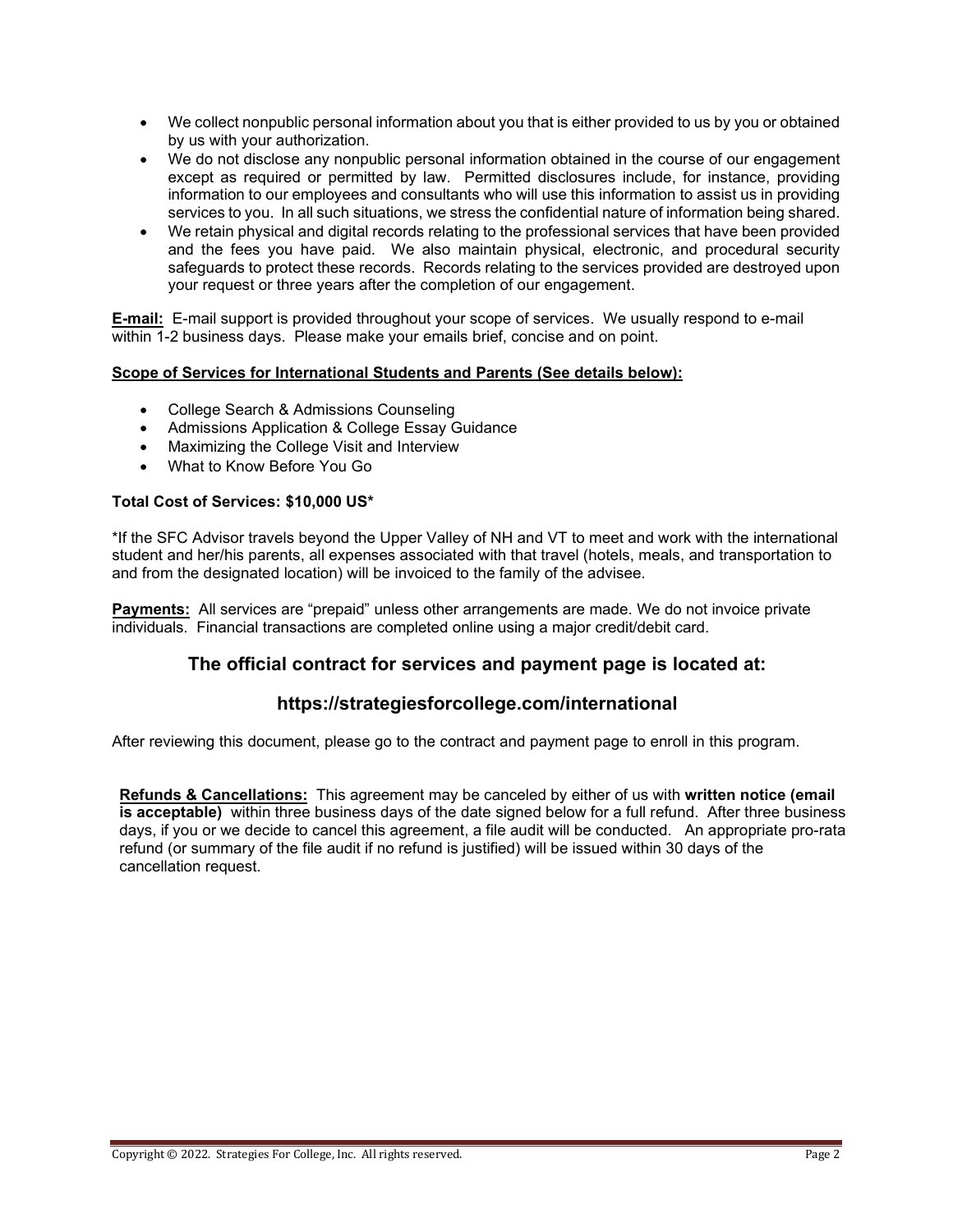- We collect nonpublic personal information about you that is either provided to us by you or obtained by us with your authorization.
- We do not disclose any nonpublic personal information obtained in the course of our engagement except as required or permitted by law. Permitted disclosures include, for instance, providing information to our employees and consultants who will use this information to assist us in providing services to you. In all such situations, we stress the confidential nature of information being shared.
- We retain physical and digital records relating to the professional services that have been provided and the fees you have paid. We also maintain physical, electronic, and procedural security safeguards to protect these records. Records relating to the services provided are destroyed upon your request or three years after the completion of our engagement.

**E-mail:** E-mail support is provided throughout your scope of services. We usually respond to e-mail within 1-2 business days. Please make your emails brief, concise and on point.

**Scope of Services for International Students and Parents (See details below):**

- College Search & Admissions Counseling
- Admissions Application & College Essay Guidance
- Maximizing the College Visit and Interview
- What to Know Before You Go

**Total Cost of Services: $10,000 US***

*If the SFC Advisor travels beyond the Upper Valley of NH and VT to meet and work with the international student and her/his parents, all expenses associated with that travel (hotels, meals, and transportation to and from the designated location) will be invoiced to the family of the advisee.

**Payments:** All services are "prepaid" unless other arrangements are made. We do not invoice private individuals. Financial transactions are completed online using a major credit/debit card.

## The official contract for services and payment page is located at:

## https://strategiesforcollege.com/international

After reviewing this document, please go to the contract and payment page to enroll in this program.

**Refunds & Cancellations:** This agreement may be canceled by either of us with **written notice (email is acceptable)** within three business days of the date signed below for a full refund. After three business days, if you or we decide to cancel this agreement, a file audit will be conducted. An appropriate pro-rata refund (or summary of the file audit if no refund is justified) will be issued within 30 days of the cancellation request.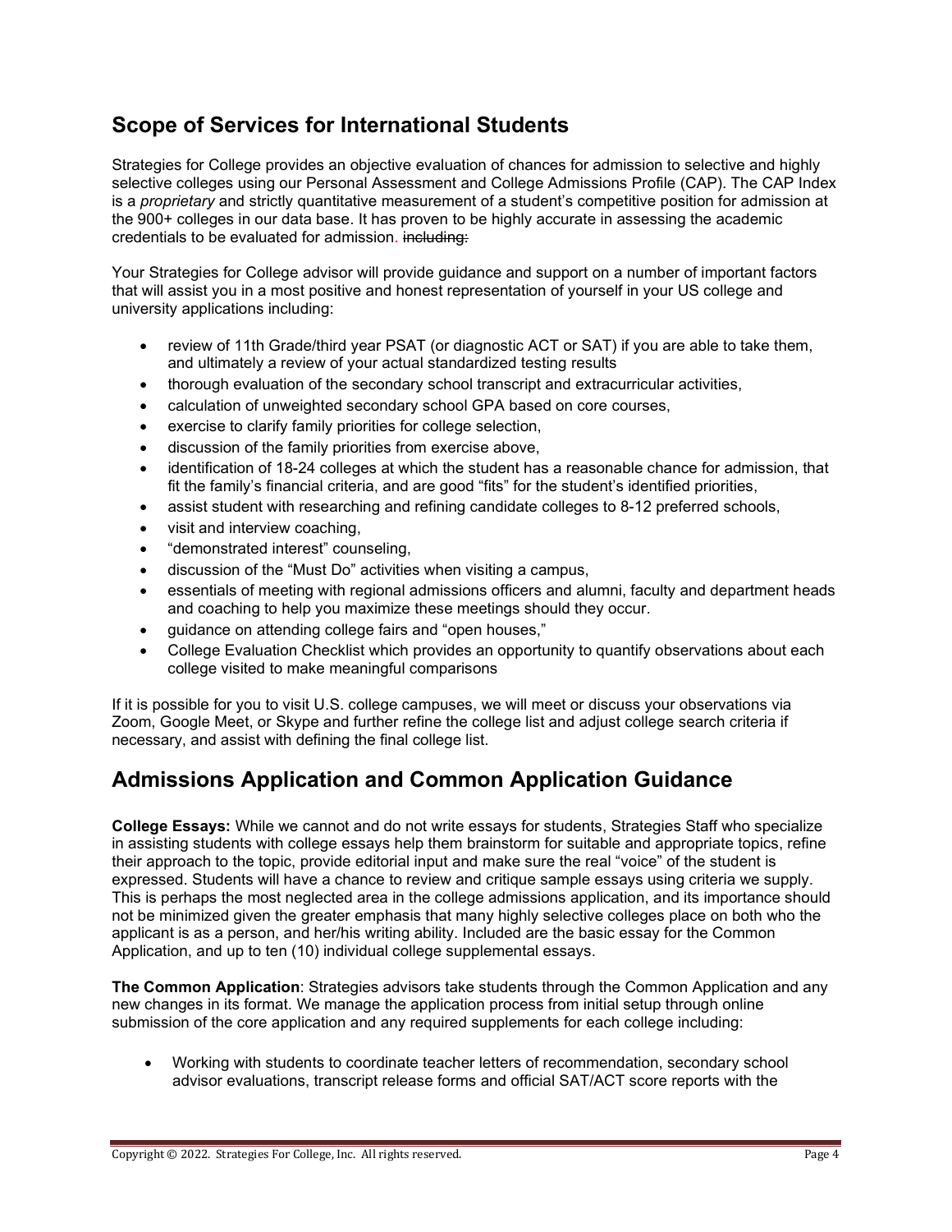## Scope of Services for International Students

Strategies for College provides an objective evaluation of chances for admission to selective and highly selective colleges using our Personal Assessment and College Admissions Profile (CAP). The CAP Index is a *proprietary* and strictly quantitative measurement of a student's competitive position for admission at the 900+ colleges in our data base. It has proven to be highly accurate in assessing the academic credentials to be evaluated for admission. ~~including:~~

Your Strategies for College advisor will provide guidance and support on a number of important factors that will assist you in a most positive and honest representation of yourself in your US college and university applications including:

- review of 11th Grade/third year PSAT (or diagnostic ACT or SAT) if you are able to take them, and ultimately a review of your actual standardized testing results
- thorough evaluation of the secondary school transcript and extracurricular activities,
- calculation of unweighted secondary school GPA based on core courses,
- exercise to clarify family priorities for college selection,
- discussion of the family priorities from exercise above,
- identification of 18-24 colleges at which the student has a reasonable chance for admission, that fit the family's financial criteria, and are good "fits" for the student's identified priorities,
- assist student with researching and refining candidate colleges to 8-12 preferred schools,
- visit and interview coaching,
- "demonstrated interest" counseling,
- discussion of the "Must Do" activities when visiting a campus,
- essentials of meeting with regional admissions officers and alumni, faculty and department heads and coaching to help you maximize these meetings should they occur.
- guidance on attending college fairs and "open houses,"
- College Evaluation Checklist which provides an opportunity to quantify observations about each college visited to make meaningful comparisons

If it is possible for you to visit U.S. college campuses, we will meet or discuss your observations via Zoom, Google Meet, or Skype and further refine the college list and adjust college search criteria if necessary, and assist with defining the final college list.

## Admissions Application and Common Application Guidance

**College Essays:** While we cannot and do not write essays for students, Strategies Staff who specialize in assisting students with college essays help them brainstorm for suitable and appropriate topics, refine their approach to the topic, provide editorial input and make sure the real "voice" of the student is expressed. Students will have a chance to review and critique sample essays using criteria we supply. This is perhaps the most neglected area in the college admissions application, and its importance should not be minimized given the greater emphasis that many highly selective colleges place on both who the applicant is as a person, and her/his writing ability. Included are the basic essay for the Common Application, and up to ten (10) individual college supplemental essays.

**The Common Application**: Strategies advisors take students through the Common Application and any new changes in its format. We manage the application process from initial setup through online submission of the core application and any required supplements for each college including:

- Working with students to coordinate teacher letters of recommendation, secondary school advisor evaluations, transcript release forms and official SAT/ACT score reports with the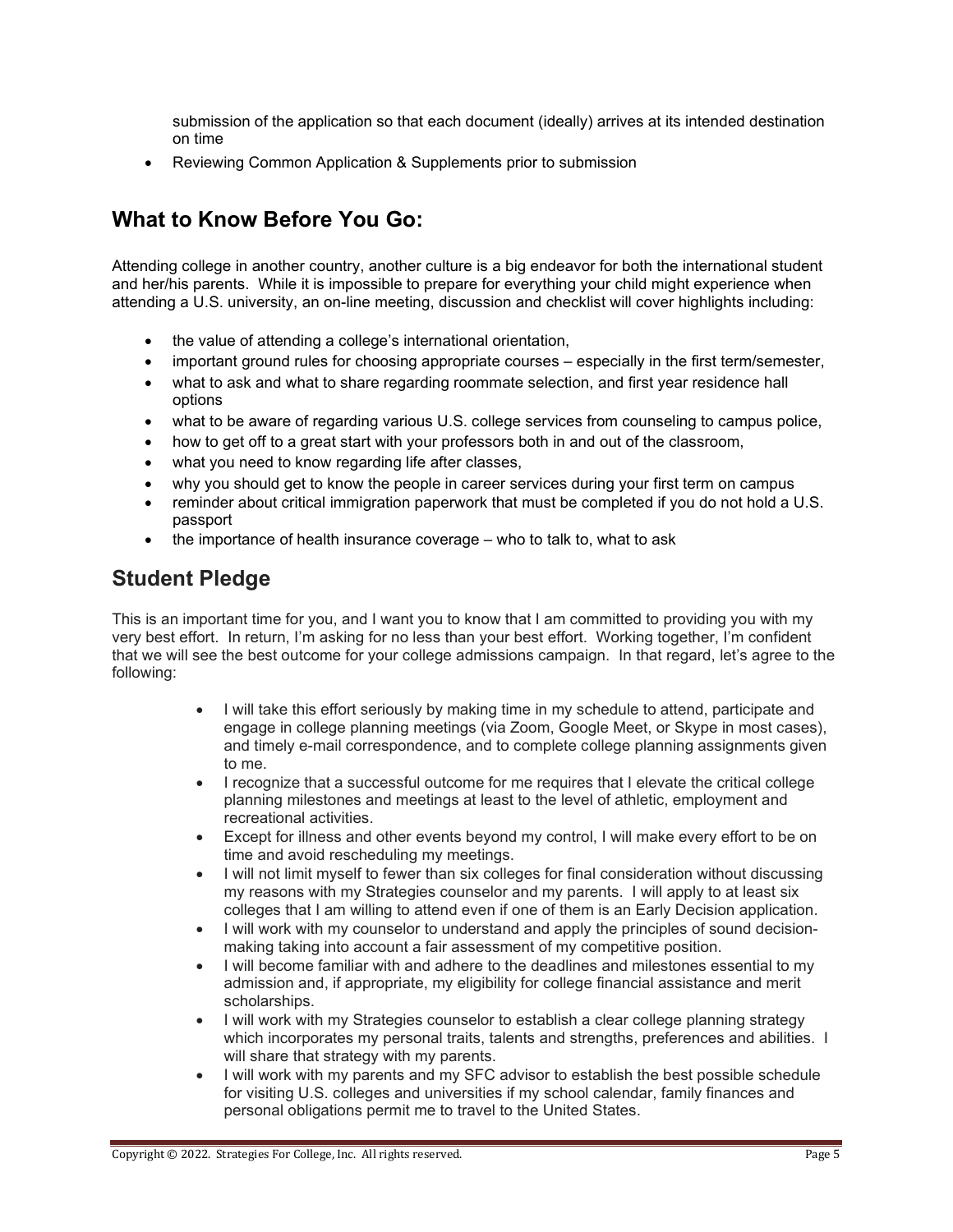submission of the application so that each document (ideally) arrives at its intended destination on time

- Reviewing Common Application & Supplements prior to submission

## What to Know Before You Go:

Attending college in another country, another culture is a big endeavor for both the international student and her/his parents. While it is impossible to prepare for everything your child might experience when attending a U.S. university, an on-line meeting, discussion and checklist will cover highlights including:

- the value of attending a college's international orientation,
- important ground rules for choosing appropriate courses – especially in the first term/semester,
- what to ask and what to share regarding roommate selection, and first year residence hall options
- what to be aware of regarding various U.S. college services from counseling to campus police,
- how to get off to a great start with your professors both in and out of the classroom,
- what you need to know regarding life after classes,
- why you should get to know the people in career services during your first term on campus
- reminder about critical immigration paperwork that must be completed if you do not hold a U.S. passport
- the importance of health insurance coverage – who to talk to, what to ask

## Student Pledge

This is an important time for you, and I want you to know that I am committed to providing you with my very best effort. In return, I'm asking for no less than your best effort. Working together, I'm confident that we will see the best outcome for your college admissions campaign. In that regard, let's agree to the following:

- I will take this effort seriously by making time in my schedule to attend, participate and engage in college planning meetings (via Zoom, Google Meet, or Skype in most cases), and timely e-mail correspondence, and to complete college planning assignments given to me.
- I recognize that a successful outcome for me requires that I elevate the critical college planning milestones and meetings at least to the level of athletic, employment and recreational activities.
- Except for illness and other events beyond my control, I will make every effort to be on time and avoid rescheduling my meetings.
- I will not limit myself to fewer than six colleges for final consideration without discussing my reasons with my Strategies counselor and my parents. I will apply to at least six colleges that I am willing to attend even if one of them is an Early Decision application.
- I will work with my counselor to understand and apply the principles of sound decision-making taking into account a fair assessment of my competitive position.
- I will become familiar with and adhere to the deadlines and milestones essential to my admission and, if appropriate, my eligibility for college financial assistance and merit scholarships.
- I will work with my Strategies counselor to establish a clear college planning strategy which incorporates my personal traits, talents and strengths, preferences and abilities. I will share that strategy with my parents.
- I will work with my parents and my SFC advisor to establish the best possible schedule for visiting U.S. colleges and universities if my school calendar, family finances and personal obligations permit me to travel to the United States.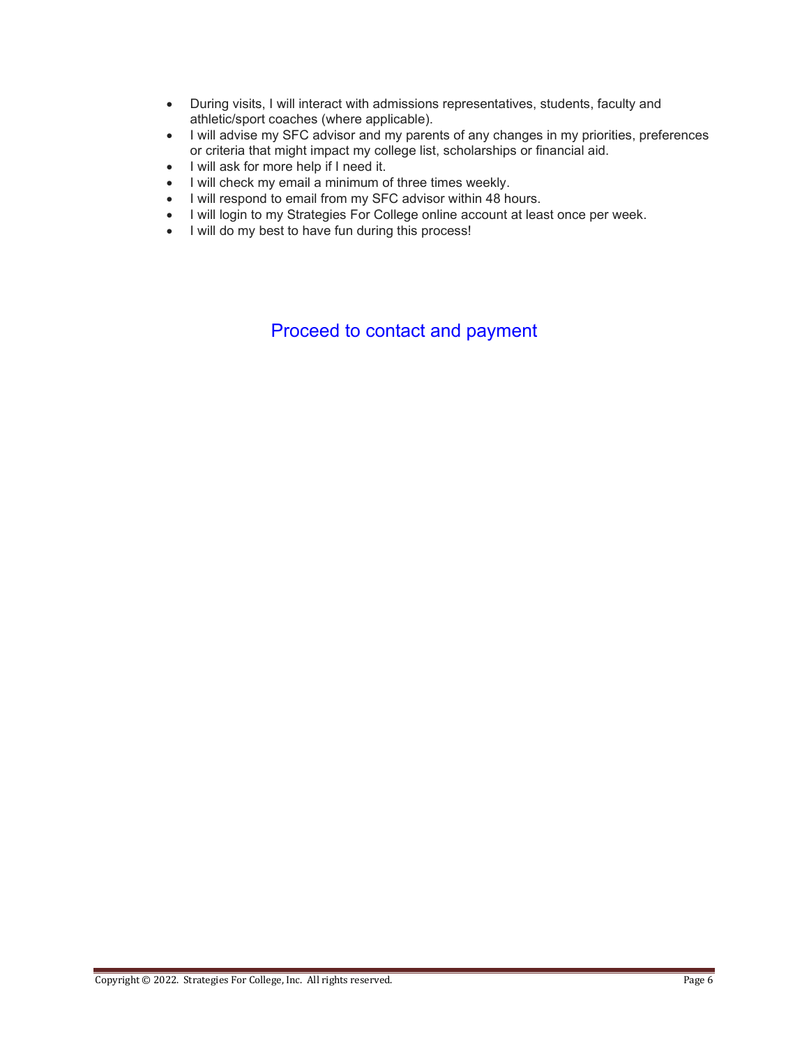- During visits, I will interact with admissions representatives, students, faculty and athletic/sport coaches (where applicable).
- I will advise my SFC advisor and my parents of any changes in my priorities, preferences or criteria that might impact my college list, scholarships or financial aid.
- I will ask for more help if I need it.
- I will check my email a minimum of three times weekly.
- I will respond to email from my SFC advisor within 48 hours.
- I will login to my Strategies For College online account at least once per week.
- I will do my best to have fun during this process!

Proceed to contact and payment

Copyright © 2022. Strategies For College, Inc. All rights reserved.